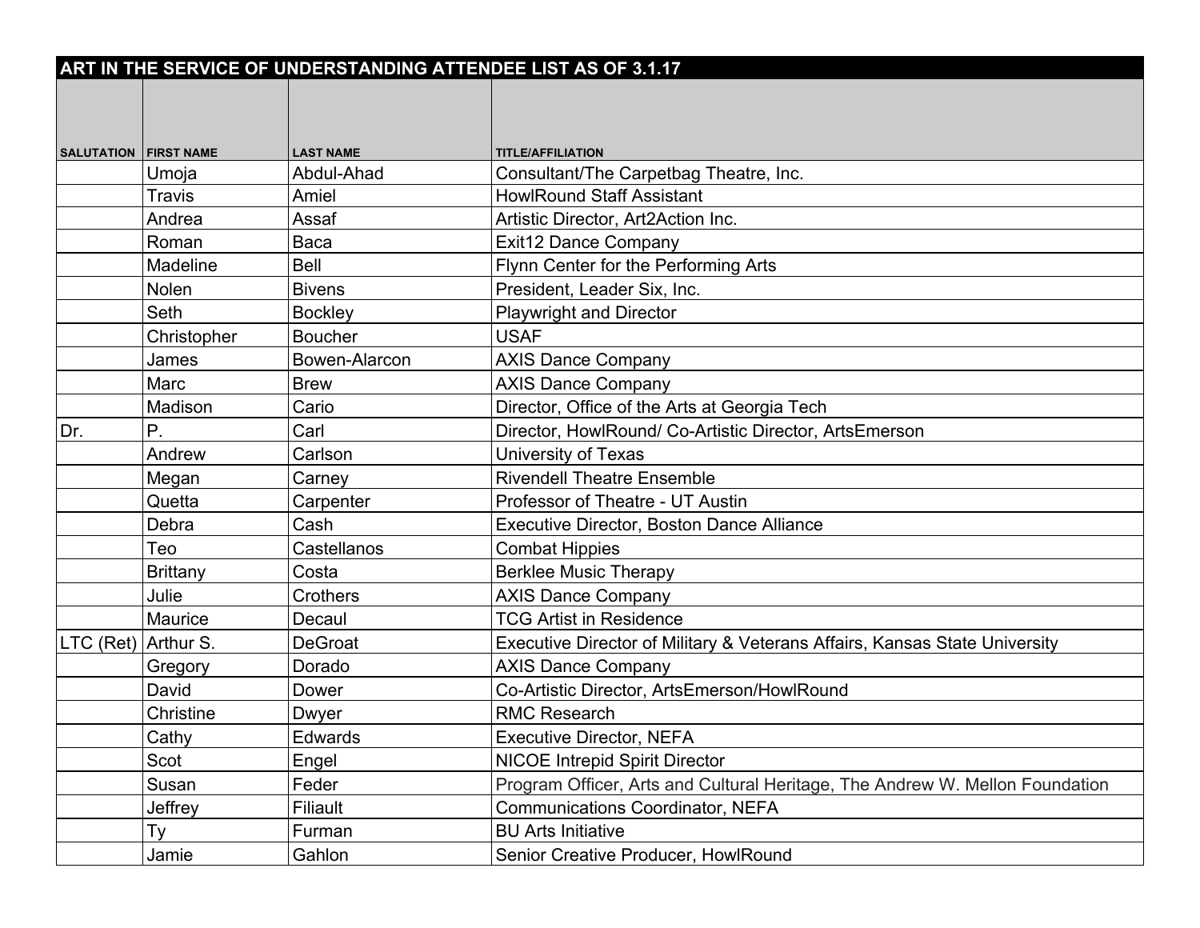# ART IN THE SERVICE OF UNDERSTANDING ATTENDEE LIST AS OF 3.1.17

| SALUTATION | FIRST NAME | LAST NAME | TITLE/AFFILIATION |
|---|---|---|---|
| | Umoja | Abdul-Ahad | Consultant/The Carpetbag Theatre, Inc. |
| | Travis | Amiel | HowlRound Staff Assistant |
| | Andrea | Assaf | Artistic Director, Art2Action Inc. |
| | Roman | Baca | Exit12 Dance Company |
| | Madeline | Bell | Flynn Center for the Performing Arts |
| | Nolen | Bivens | President, Leader Six, Inc. |
| | Seth | Bockley | Playwright and Director |
| | Christopher | Boucher | USAF |
| | James | Bowen-Alarcon | AXIS Dance Company |
| | Marc | Brew | AXIS Dance Company |
| | Madison | Cario | Director, Office of the Arts at Georgia Tech |
| Dr. | P. | Carl | Director, HowlRound/ Co-Artistic Director, ArtsEmerson |
| | Andrew | Carlson | University of Texas |
| | Megan | Carney | Rivendell Theatre Ensemble |
| | Quetta | Carpenter | Professor of Theatre - UT Austin |
| | Debra | Cash | Executive Director, Boston Dance Alliance |
| | Teo | Castellanos | Combat Hippies |
| | Brittany | Costa | Berklee Music Therapy |
| | Julie | Crothers | AXIS Dance Company |
| | Maurice | Decaul | TCG Artist in Residence |
| LTC (Ret) | Arthur S. | DeGroat | Executive Director of Military & Veterans Affairs, Kansas State University |
| | Gregory | Dorado | AXIS Dance Company |
| | David | Dower | Co-Artistic Director, ArtsEmerson/HowlRound |
| | Christine | Dwyer | RMC Research |
| | Cathy | Edwards | Executive Director, NEFA |
| | Scot | Engel | NICOE Intrepid Spirit Director |
| | Susan | Feder | Program Officer, Arts and Cultural Heritage, The Andrew W. Mellon Foundation |
| | Jeffrey | Filiault | Communications Coordinator, NEFA |
| | Ty | Furman | BU Arts Initiative |
| | Jamie | Gahlon | Senior Creative Producer, HowlRound |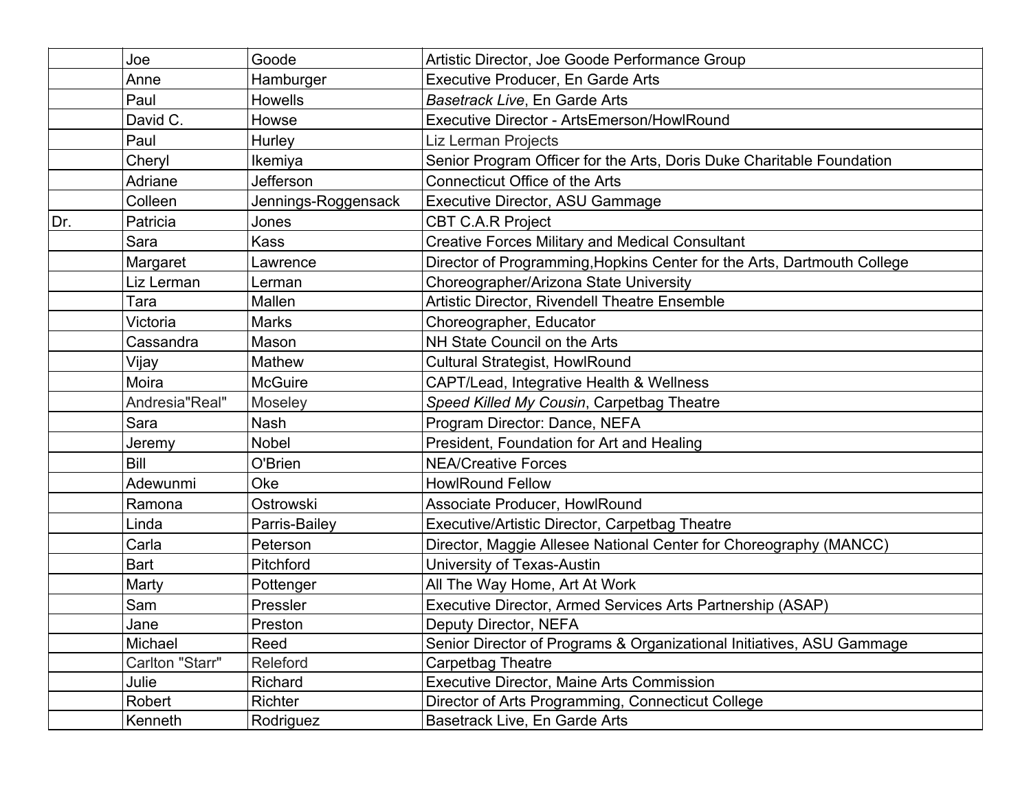| | | | |
|---|---|---|---|
| | Joe | Goode | Artistic Director, Joe Goode Performance Group |
| | Anne | Hamburger | Executive Producer, En Garde Arts |
| | Paul | Howells | *Basetrack Live*, En Garde Arts |
| | David C. | Howse | Executive Director - ArtsEmerson/HowlRound |
| | Paul | Hurley | Liz Lerman Projects |
| | Cheryl | Ikemiya | Senior Program Officer for the Arts, Doris Duke Charitable Foundation |
| | Adriane | Jefferson | Connecticut Office of the Arts |
| | Colleen | Jennings-Roggensack | Executive Director, ASU Gammage |
| Dr. | Patricia | Jones | CBT C.A.R Project |
| | Sara | Kass | Creative Forces Military and Medical Consultant |
| | Margaret | Lawrence | Director of Programming,Hopkins Center for the Arts, Dartmouth College |
| | Liz Lerman | Lerman | Choreographer/Arizona State University |
| | Tara | Mallen | Artistic Director, Rivendell Theatre Ensemble |
| | Victoria | Marks | Choreographer, Educator |
| | Cassandra | Mason | NH State Council on the Arts |
| | Vijay | Mathew | Cultural Strategist, HowlRound |
| | Moira | McGuire | CAPT/Lead, Integrative Health & Wellness |
| | Andresia"Real" | Moseley | *Speed Killed My Cousin*, Carpetbag Theatre |
| | Sara | Nash | Program Director: Dance, NEFA |
| | Jeremy | Nobel | President, Foundation for Art and Healing |
| | Bill | O'Brien | NEA/Creative Forces |
| | Adewunmi | Oke | HowlRound Fellow |
| | Ramona | Ostrowski | Associate Producer, HowlRound |
| | Linda | Parris-Bailey | Executive/Artistic Director, Carpetbag Theatre |
| | Carla | Peterson | Director, Maggie Allesee National Center for Choreography (MANCC) |
| | Bart | Pitchford | University of Texas-Austin |
| | Marty | Pottenger | All The Way Home, Art At Work |
| | Sam | Pressler | Executive Director, Armed Services Arts Partnership (ASAP) |
| | Jane | Preston | Deputy Director, NEFA |
| | Michael | Reed | Senior Director of Programs & Organizational Initiatives, ASU Gammage |
| | Carlton "Starr" | Releford | Carpetbag Theatre |
| | Julie | Richard | Executive Director, Maine Arts Commission |
| | Robert | Richter | Director of Arts Programming, Connecticut College |
| | Kenneth | Rodriguez | Basetrack Live, En Garde Arts |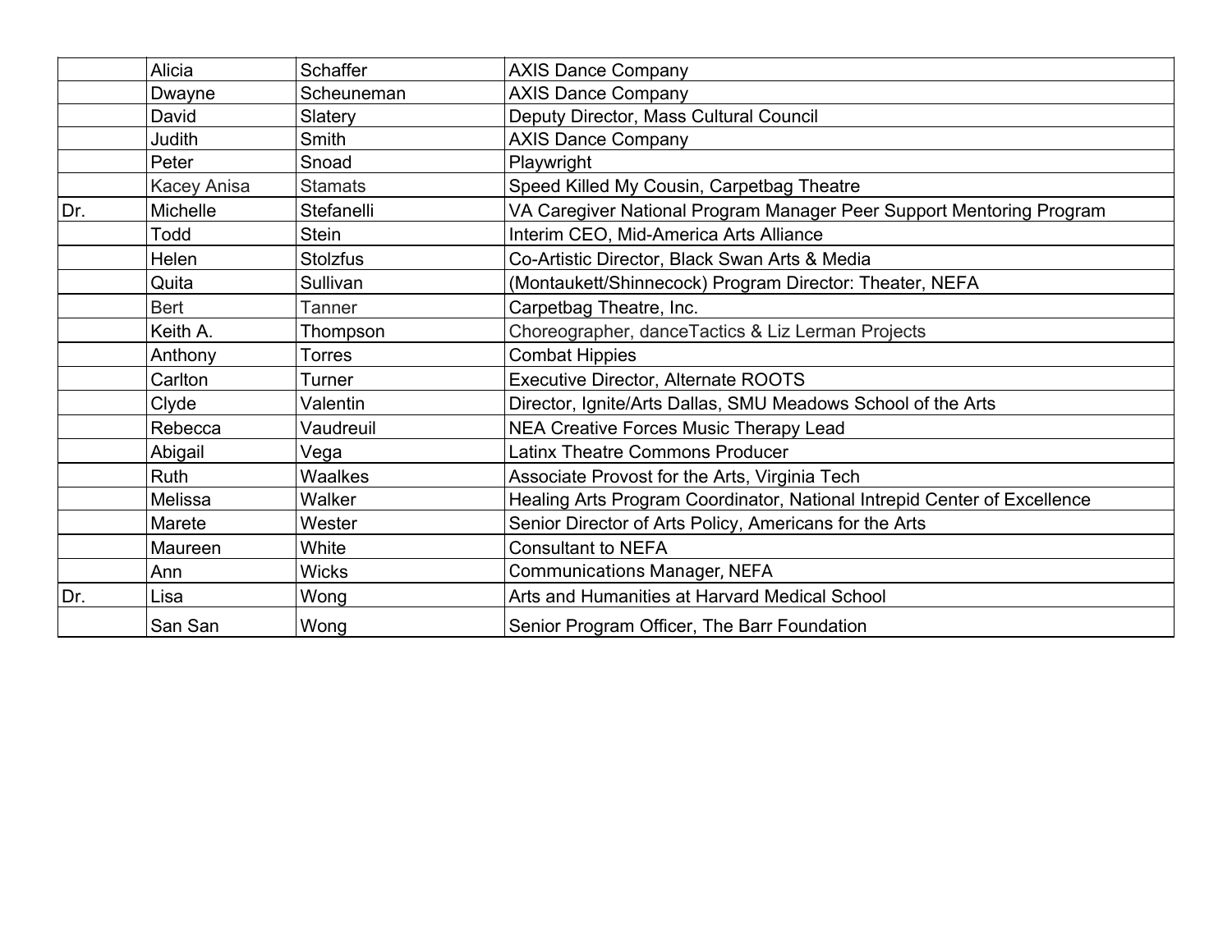| | | | |
|---|---|---|---|
| | Alicia | Schaffer | AXIS Dance Company |
| | Dwayne | Scheuneman | AXIS Dance Company |
| | David | Slatery | Deputy Director, Mass Cultural Council |
| | Judith | Smith | AXIS Dance Company |
| | Peter | Snoad | Playwright |
| | Kacey Anisa | Stamats | Speed Killed My Cousin, Carpetbag Theatre |
| Dr. | Michelle | Stefanelli | VA Caregiver National Program Manager Peer Support Mentoring Program |
| | Todd | Stein | Interim CEO, Mid-America Arts Alliance |
| | Helen | Stolzfus | Co-Artistic Director, Black Swan Arts & Media |
| | Quita | Sullivan | (Montaukett/Shinnecock) Program Director: Theater, NEFA |
| | Bert | Tanner | Carpetbag Theatre, Inc. |
| | Keith A. | Thompson | Choreographer, danceTactics & Liz Lerman Projects |
| | Anthony | Torres | Combat Hippies |
| | Carlton | Turner | Executive Director, Alternate ROOTS |
| | Clyde | Valentin | Director, Ignite/Arts Dallas, SMU Meadows School of the Arts |
| | Rebecca | Vaudreuil | NEA Creative Forces Music Therapy Lead |
| | Abigail | Vega | Latinx Theatre Commons Producer |
| | Ruth | Waalkes | Associate Provost for the Arts, Virginia Tech |
| | Melissa | Walker | Healing Arts Program Coordinator, National Intrepid Center of Excellence |
| | Marete | Wester | Senior Director of Arts Policy, Americans for the Arts |
| | Maureen | White | Consultant to NEFA |
| | Ann | Wicks | Communications Manager, NEFA |
| Dr. | Lisa | Wong | Arts and Humanities at Harvard Medical School |
| | San San | Wong | Senior Program Officer, The Barr Foundation |